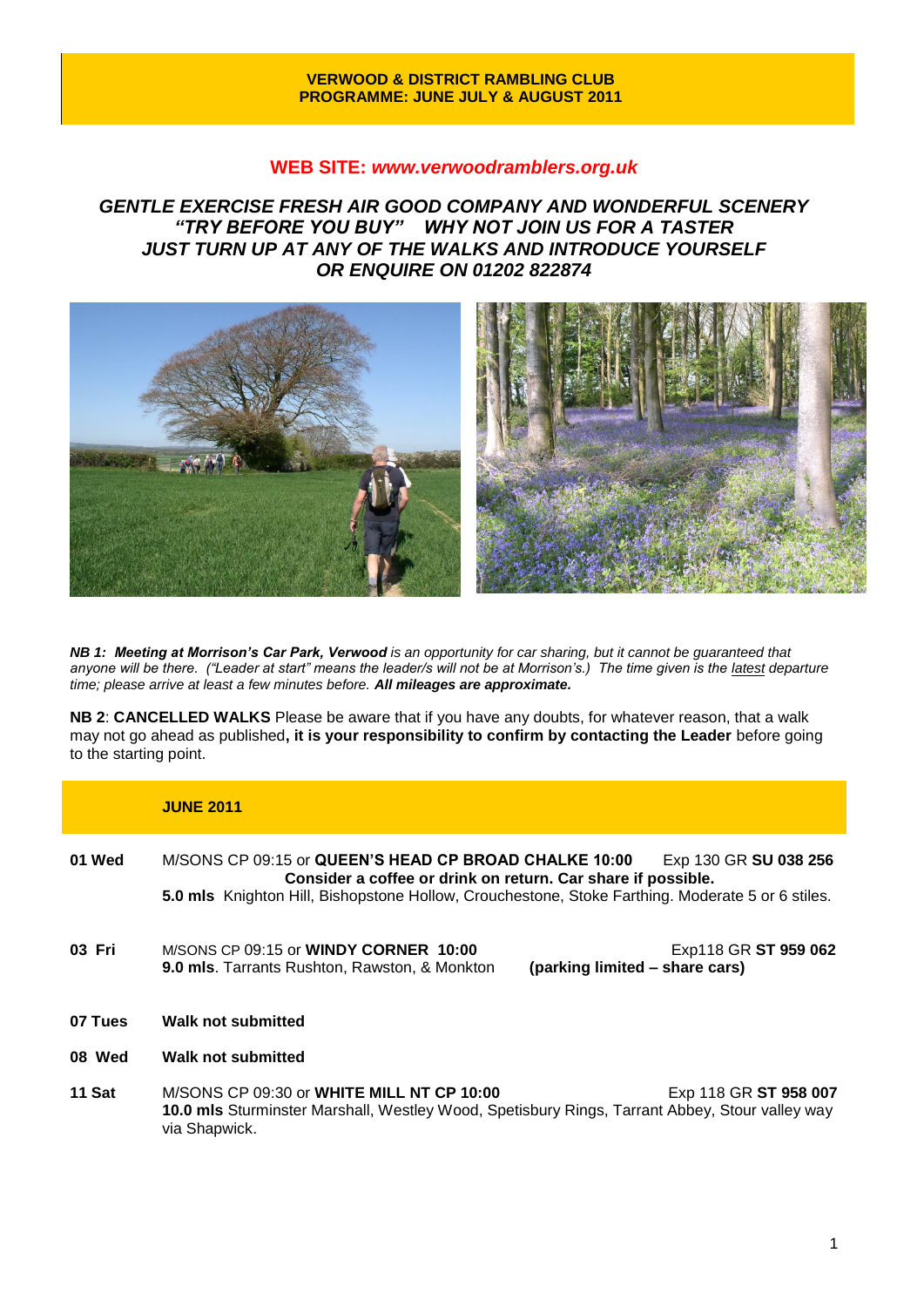# VERWOOD & DISTRICT RAMBLING CLUB
## PROGRAMME: JUNE JULY & AUGUST 2011

**WEB SITE:** ***www.verwoodramblers.org.uk***

***GENTLE EXERCISE FRESH AIR GOOD COMPANY AND WONDERFUL SCENERY***
***"TRY BEFORE YOU BUY" WHY NOT JOIN US FOR A TASTER***
***JUST TURN UP AT ANY OF THE WALKS AND INTRODUCE YOURSELF***
***OR ENQUIRE ON 01202 822874***

***NB 1: Meeting at Morrison's Car Park, Verwood*** *is an opportunity for car sharing, but it cannot be guaranteed that anyone will be there. ("Leader at start" means the leader/s will not be at Morrison's.) The time given is the latest departure time; please arrive at least a few minutes before.* ***All mileages are approximate.***

**NB 2**: **CANCELLED WALKS** Please be aware that if you have any doubts, for whatever reason, that a walk may not go ahead as published**, it is your responsibility to confirm by contacting the Leader** before going to the starting point.

## JUNE 2011

**01 Wed** M/SONS CP 09:15 or **QUEEN'S HEAD CP BROAD CHALKE 10:00** Exp 130 GR **SU 038 256**
**Consider a coffee or drink on return. Car share if possible.**
**5.0 mls** Knighton Hill, Bishopstone Hollow, Crouchestone, Stoke Farthing. Moderate 5 or 6 stiles.

**03 Fri** M/SONS CP 09:15 or **WINDY CORNER 10:00** Exp118 GR **ST 959 062**
**9.0 mls**. Tarrants Rushton, Rawston, & Monkton **(parking limited – share cars)**

**07 Tues** **Walk not submitted**

**08 Wed** **Walk not submitted**

**11 Sat** M/SONS CP 09:30 or **WHITE MILL NT CP 10:00** Exp 118 GR **ST 958 007**
**10.0 mls** Sturminster Marshall, Westley Wood, Spetisbury Rings, Tarrant Abbey, Stour valley way via Shapwick.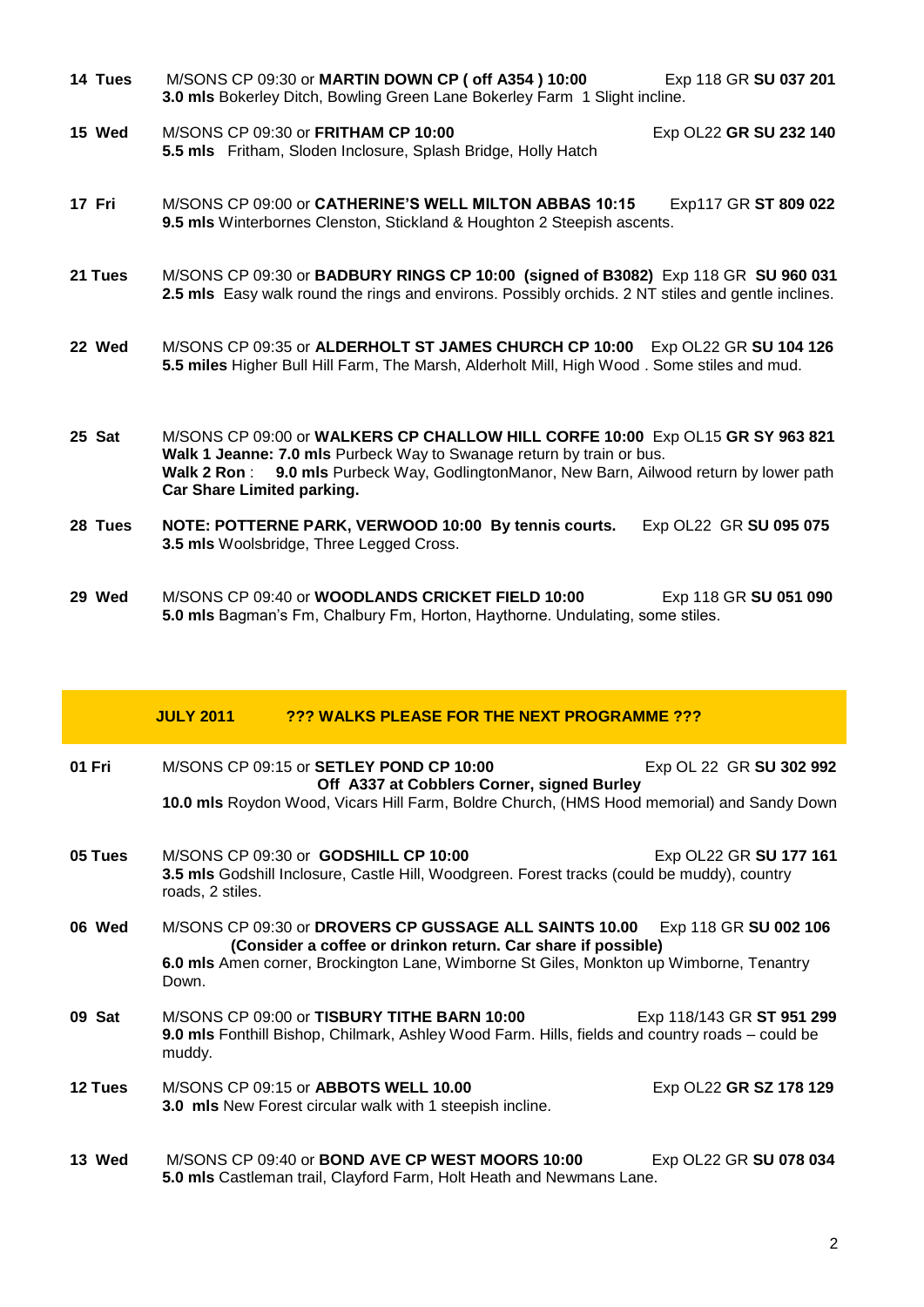**14 Tues** M/SONS CP 09:30 or **MARTIN DOWN CP ( off A354 ) 10:00** Exp 118 GR **SU 037 201**
**3.0 mls** Bokerley Ditch, Bowling Green Lane Bokerley Farm 1 Slight incline.

**15 Wed** M/SONS CP 09:30 or **FRITHAM CP 10:00** Exp OL22 **GR SU 232 140**
**5.5 mls** Fritham, Sloden Inclosure, Splash Bridge, Holly Hatch

**17 Fri** M/SONS CP 09:00 or **CATHERINE'S WELL MILTON ABBAS 10:15** Exp117 GR **ST 809 022**
**9.5 mls** Winterbornes Clenston, Stickland & Houghton 2 Steepish ascents.

**21 Tues** M/SONS CP 09:30 or **BADBURY RINGS CP 10:00 (signed of B3082)** Exp 118 GR **SU 960 031**
**2.5 mls** Easy walk round the rings and environs. Possibly orchids. 2 NT stiles and gentle inclines.

**22 Wed** M/SONS CP 09:35 or **ALDERHOLT ST JAMES CHURCH CP 10:00** Exp OL22 GR **SU 104 126**
**5.5 miles** Higher Bull Hill Farm, The Marsh, Alderholt Mill, High Wood . Some stiles and mud.

**25 Sat** M/SONS CP 09:00 or **WALKERS CP CHALLOW HILL CORFE 10:00** Exp OL15 **GR SY 963 821**
**Walk 1 Jeanne: 7.0 mls** Purbeck Way to Swanage return by train or bus.
**Walk 2 Ron** : **9.0 mls** Purbeck Way, GodlingtonManor, New Barn, Ailwood return by lower path
**Car Share Limited parking.**

**28 Tues** **NOTE: POTTERNE PARK, VERWOOD 10:00 By tennis courts.** Exp OL22 GR **SU 095 075**
**3.5 mls** Woolsbridge, Three Legged Cross.

**29 Wed** M/SONS CP 09:40 or **WOODLANDS CRICKET FIELD 10:00** Exp 118 GR **SU 051 090**
**5.0 mls** Bagman's Fm, Chalbury Fm, Horton, Haythorne. Undulating, some stiles.

## JULY 2011 ??? WALKS PLEASE FOR THE NEXT PROGRAMME ???

**01 Fri** M/SONS CP 09:15 or **SETLEY POND CP 10:00** Exp OL 22 GR **SU 302 992**
**Off A337 at Cobblers Corner, signed Burley**
**10.0 mls** Roydon Wood, Vicars Hill Farm, Boldre Church, (HMS Hood memorial) and Sandy Down

**05 Tues** M/SONS CP 09:30 or **GODSHILL CP 10:00** Exp OL22 GR **SU 177 161**
**3.5 mls** Godshill Inclosure, Castle Hill, Woodgreen. Forest tracks (could be muddy), country roads, 2 stiles.

**06 Wed** M/SONS CP 09:30 or **DROVERS CP GUSSAGE ALL SAINTS 10.00** Exp 118 GR **SU 002 106**
**(Consider a coffee or drinkon return. Car share if possible)**
**6.0 mls** Amen corner, Brockington Lane, Wimborne St Giles, Monkton up Wimborne, Tenantry Down.

**09 Sat** M/SONS CP 09:00 or **TISBURY TITHE BARN 10:00** Exp 118/143 GR **ST 951 299**
**9.0 mls** Fonthill Bishop, Chilmark, Ashley Wood Farm. Hills, fields and country roads – could be muddy.

**12 Tues** M/SONS CP 09:15 or **ABBOTS WELL 10.00** Exp OL22 **GR SZ 178 129**
**3.0 mls** New Forest circular walk with 1 steepish incline.

**13 Wed** M/SONS CP 09:40 or **BOND AVE CP WEST MOORS 10:00** Exp OL22 GR **SU 078 034**
**5.0 mls** Castleman trail, Clayford Farm, Holt Heath and Newmans Lane.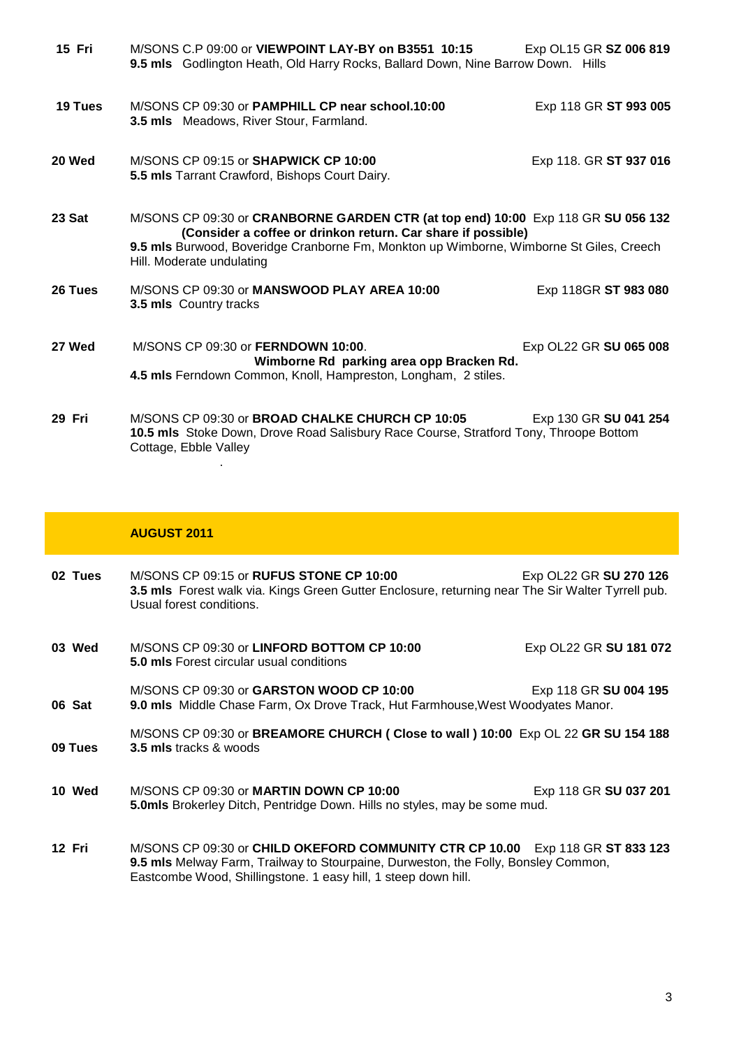**15 Fri** M/SONS C.P 09:00 or **VIEWPOINT LAY-BY on B3551 10:15** Exp OL15 GR **SZ 006 819**
**9.5 mls** Godlington Heath, Old Harry Rocks, Ballard Down, Nine Barrow Down. Hills

**19 Tues** M/SONS CP 09:30 or **PAMPHILL CP near school.10:00** Exp 118 GR **ST 993 005**
**3.5 mls** Meadows, River Stour, Farmland.

**20 Wed** M/SONS CP 09:15 or **SHAPWICK CP 10:00** Exp 118. GR **ST 937 016**
**5.5 mls** Tarrant Crawford, Bishops Court Dairy.

**23 Sat** M/SONS CP 09:30 or **CRANBORNE GARDEN CTR (at top end) 10:00** Exp 118 GR **SU 056 132**
**(Consider a coffee or drinkon return. Car share if possible)**
**9.5 mls** Burwood, Boveridge Cranborne Fm, Monkton up Wimborne, Wimborne St Giles, Creech Hill. Moderate undulating

**26 Tues** M/SONS CP 09:30 or **MANSWOOD PLAY AREA 10:00** Exp 118GR **ST 983 080**
**3.5 mls** Country tracks

**27 Wed** M/SONS CP 09:30 or **FERNDOWN 10:00**. Exp OL22 GR **SU 065 008**
**Wimborne Rd parking area opp Bracken Rd.**
**4.5 mls** Ferndown Common, Knoll, Hampreston, Longham, 2 stiles.

**29 Fri** M/SONS CP 09:30 or **BROAD CHALKE CHURCH CP 10:05** Exp 130 GR **SU 041 254**
**10.5 mls** Stoke Down, Drove Road Salisbury Race Course, Stratford Tony, Throope Bottom Cottage, Ebble Valley

## AUGUST 2011

**02 Tues** M/SONS CP 09:15 or **RUFUS STONE CP 10:00** Exp OL22 GR **SU 270 126**
**3.5 mls** Forest walk via. Kings Green Gutter Enclosure, returning near The Sir Walter Tyrrell pub. Usual forest conditions.

**03 Wed** M/SONS CP 09:30 or **LINFORD BOTTOM CP 10:00** Exp OL22 GR **SU 181 072**
**5.0 mls** Forest circular usual conditions

**06 Sat** M/SONS CP 09:30 or **GARSTON WOOD CP 10:00** Exp 118 GR **SU 004 195**
**9.0 mls** Middle Chase Farm, Ox Drove Track, Hut Farmhouse,West Woodyates Manor.

**09 Tues** M/SONS CP 09:30 or **BREAMORE CHURCH ( Close to wall ) 10:00** Exp OL 22 **GR SU 154 188**
**3.5 mls** tracks & woods

**10 Wed** M/SONS CP 09:30 or **MARTIN DOWN CP 10:00** Exp 118 GR **SU 037 201**
**5.0mls** Brokerley Ditch, Pentridge Down. Hills no styles, may be some mud.

**12 Fri** M/SONS CP 09:30 or **CHILD OKEFORD COMMUNITY CTR CP 10.00** Exp 118 GR **ST 833 123**
**9.5 mls** Melway Farm, Trailway to Stourpaine, Durweston, the Folly, Bonsley Common, Eastcombe Wood, Shillingstone. 1 easy hill, 1 steep down hill.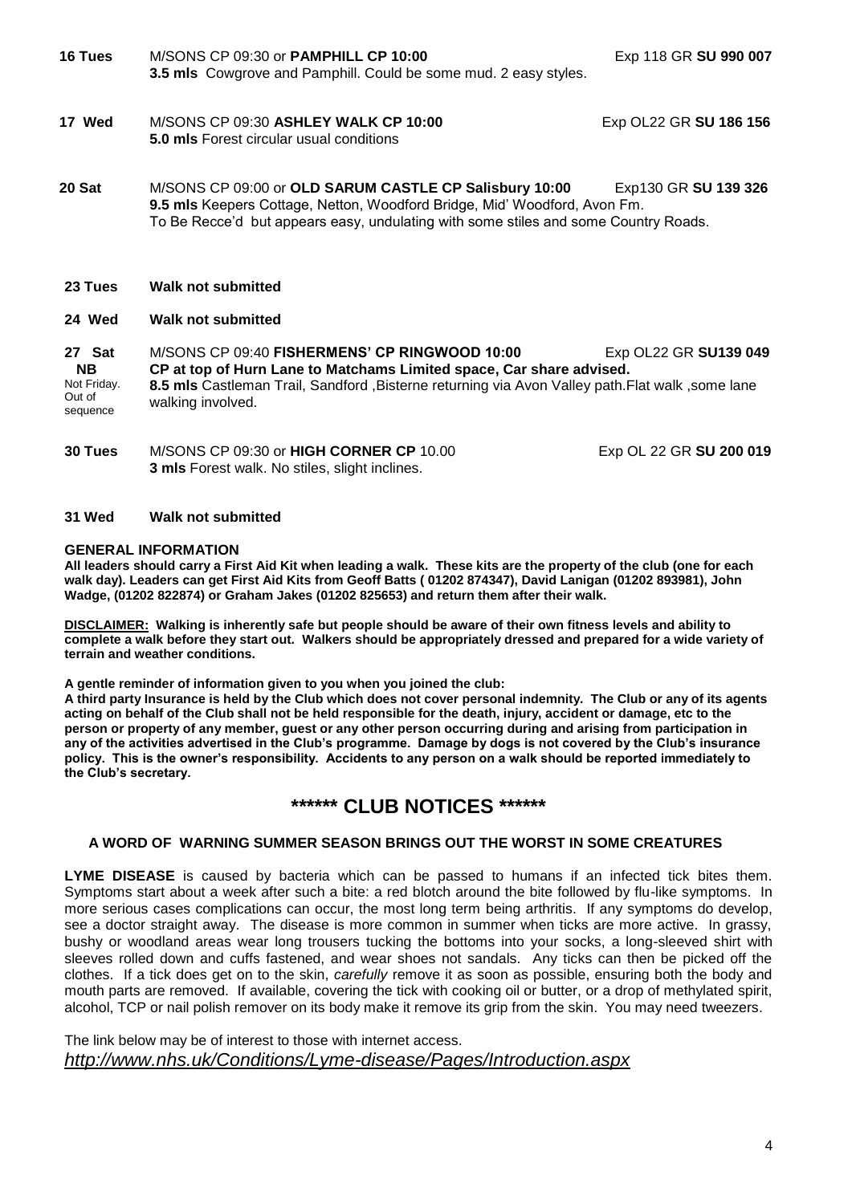**16 Tues** M/SONS CP 09:30 or **PAMPHILL CP 10:00** Exp 118 GR **SU 990 007**
**3.5 mls** Cowgrove and Pamphill. Could be some mud. 2 easy styles.

**17 Wed** M/SONS CP 09:30 **ASHLEY WALK CP 10:00** Exp OL22 GR **SU 186 156**
**5.0 mls** Forest circular usual conditions

**20 Sat** M/SONS CP 09:00 or **OLD SARUM CASTLE CP Salisbury 10:00** Exp130 GR **SU 139 326**
**9.5 mls** Keepers Cottage, Netton, Woodford Bridge, Mid' Woodford, Avon Fm.
To Be Recce'd but appears easy, undulating with some stiles and some Country Roads.

**23 Tues** **Walk not submitted**

**24 Wed** **Walk not submitted**

**27 Sat** M/SONS CP 09:40 **FISHERMENS' CP RINGWOOD 10:00** Exp OL22 GR **SU139 049**
**NB** **CP at top of Hurn Lane to Matchams Limited space, Car share advised.**
Not Friday. Out of sequence
**8.5 mls** Castleman Trail, Sandford ,Bisterne returning via Avon Valley path.Flat walk ,some lane walking involved.

**30 Tues** M/SONS CP 09:30 or **HIGH CORNER CP** 10.00 Exp OL 22 GR **SU 200 019**
**3 mls** Forest walk. No stiles, slight inclines.

**31 Wed** **Walk not submitted**

**GENERAL INFORMATION**

**All leaders should carry a First Aid Kit when leading a walk. These kits are the property of the club (one for each walk day). Leaders can get First Aid Kits from Geoff Batts ( 01202 874347), David Lanigan (01202 893981), John Wadge, (01202 822874) or Graham Jakes (01202 825653) and return them after their walk.**

**DISCLAIMER: Walking is inherently safe but people should be aware of their own fitness levels and ability to complete a walk before they start out. Walkers should be appropriately dressed and prepared for a wide variety of terrain and weather conditions.**

**A gentle reminder of information given to you when you joined the club:**

**A third party Insurance is held by the Club which does not cover personal indemnity. The Club or any of its agents acting on behalf of the Club shall not be held responsible for the death, injury, accident or damage, etc to the person or property of any member, guest or any other person occurring during and arising from participation in any of the activities advertised in the Club's programme. Damage by dogs is not covered by the Club's insurance policy. This is the owner's responsibility. Accidents to any person on a walk should be reported immediately to the Club's secretary.**

## ****** CLUB NOTICES ******

### A WORD OF WARNING SUMMER SEASON BRINGS OUT THE WORST IN SOME CREATURES

**LYME DISEASE** is caused by bacteria which can be passed to humans if an infected tick bites them. Symptoms start about a week after such a bite: a red blotch around the bite followed by flu-like symptoms. In more serious cases complications can occur, the most long term being arthritis. If any symptoms do develop, see a doctor straight away. The disease is more common in summer when ticks are more active. In grassy, bushy or woodland areas wear long trousers tucking the bottoms into your socks, a long-sleeved shirt with sleeves rolled down and cuffs fastened, and wear shoes not sandals. Any ticks can then be picked off the clothes. If a tick does get on to the skin, *carefully* remove it as soon as possible, ensuring both the body and mouth parts are removed. If available, covering the tick with cooking oil or butter, or a drop of methylated spirit, alcohol, TCP or nail polish remover on its body make it remove its grip from the skin. You may need tweezers.

The link below may be of interest to those with internet access.
*http://www.nhs.uk/Conditions/Lyme-disease/Pages/Introduction.aspx*